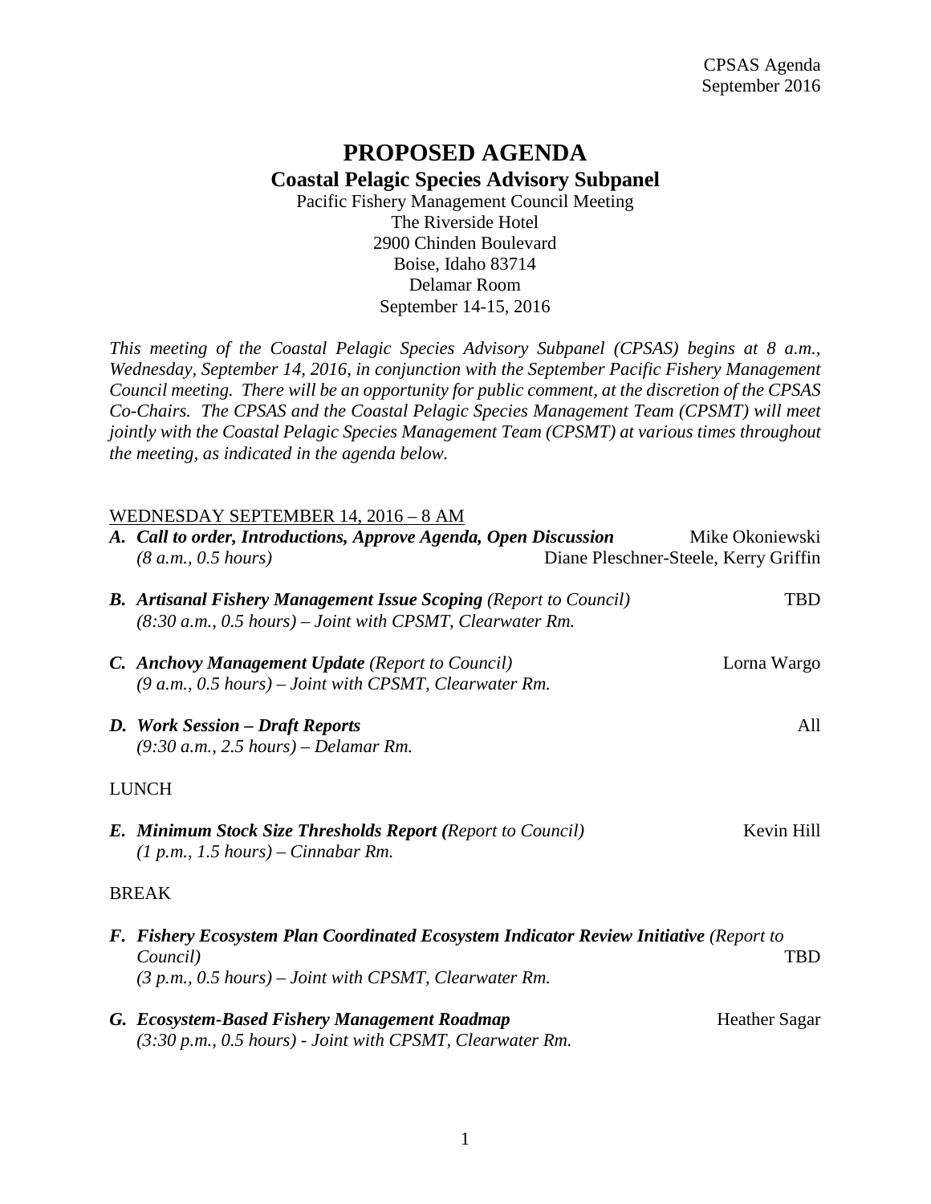CPSAS Agenda
September 2016

# PROPOSED AGENDA

## Coastal Pelagic Species Advisory Subpanel

Pacific Fishery Management Council Meeting
The Riverside Hotel
2900 Chinden Boulevard
Boise, Idaho 83714
Delamar Room
September 14-15, 2016

*This meeting of the Coastal Pelagic Species Advisory Subpanel (CPSAS) begins at 8 a.m., Wednesday, September 14, 2016, in conjunction with the September Pacific Fishery Management Council meeting. There will be an opportunity for public comment, at the discretion of the CPSAS Co-Chairs. The CPSAS and the Coastal Pelagic Species Management Team (CPSMT) will meet jointly with the Coastal Pelagic Species Management Team (CPSMT) at various times throughout the meeting, as indicated in the agenda below.*

<u>WEDNESDAY SEPTEMBER 14, 2016 – 8 AM</u>

**A. *Call to order, Introductions, Approve Agenda, Open Discussion*** — Mike Okoniewski, Diane Pleschner-Steele, Kerry Griffin
*(8 a.m., 0.5 hours)*

**B. *Artisanal Fishery Management Issue Scoping*** *(Report to Council)* — TBD
*(8:30 a.m., 0.5 hours) – Joint with CPSMT, Clearwater Rm.*

**C. *Anchovy Management Update*** *(Report to Council)* — Lorna Wargo
*(9 a.m., 0.5 hours) – Joint with CPSMT, Clearwater Rm.*

**D. *Work Session – Draft Reports*** — All
*(9:30 a.m., 2.5 hours) – Delamar Rm.*

LUNCH

**E. *Minimum Stock Size Thresholds Report (*** *Report to Council)* — Kevin Hill
*(1 p.m., 1.5 hours) – Cinnabar Rm.*

BREAK

**F. *Fishery Ecosystem Plan Coordinated Ecosystem Indicator Review Initiative*** *(Report to Council)* — TBD
*(3 p.m., 0.5 hours) – Joint with CPSMT, Clearwater Rm.*

**G. *Ecosystem-Based Fishery Management Roadmap*** — Heather Sagar
*(3:30 p.m., 0.5 hours) - Joint with CPSMT, Clearwater Rm.*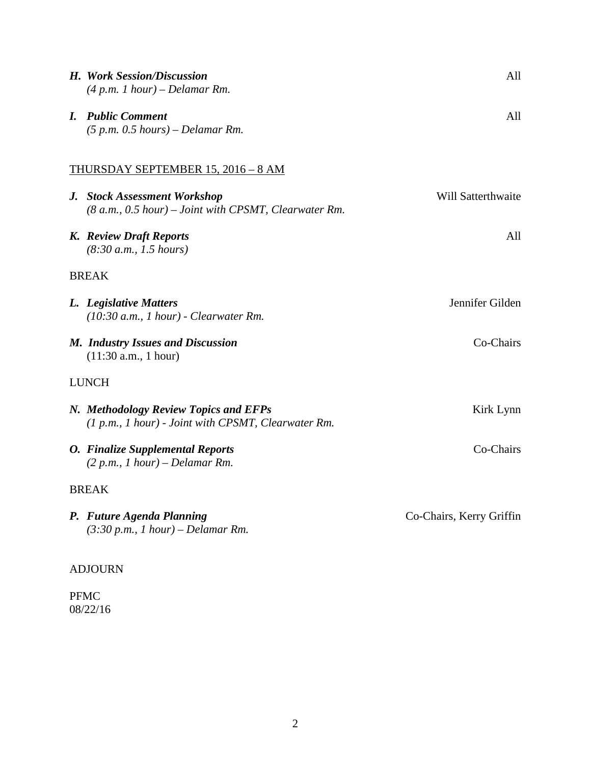***H. Work Session/Discussion*** All
*(4 p.m. 1 hour) – Delamar Rm.*

***I. Public Comment*** All
*(5 p.m. 0.5 hours) – Delamar Rm.*

THURSDAY SEPTEMBER 15, 2016 – 8 AM

***J. Stock Assessment Workshop*** Will Satterthwaite
*(8 a.m., 0.5 hour) – Joint with CPSMT, Clearwater Rm.*

***K. Review Draft Reports*** All
*(8:30 a.m., 1.5 hours)*

BREAK

***L. Legislative Matters*** Jennifer Gilden
*(10:30 a.m., 1 hour) - Clearwater Rm.*

***M. Industry Issues and Discussion*** Co-Chairs
(11:30 a.m., 1 hour)

LUNCH

***N. Methodology Review Topics and EFPs*** Kirk Lynn
*(1 p.m., 1 hour) - Joint with CPSMT, Clearwater Rm.*

***O. Finalize Supplemental Reports*** Co-Chairs
*(2 p.m., 1 hour) – Delamar Rm.*

BREAK

***P. Future Agenda Planning*** Co-Chairs, Kerry Griffin
*(3:30 p.m., 1 hour) – Delamar Rm.*

ADJOURN

PFMC
08/22/16